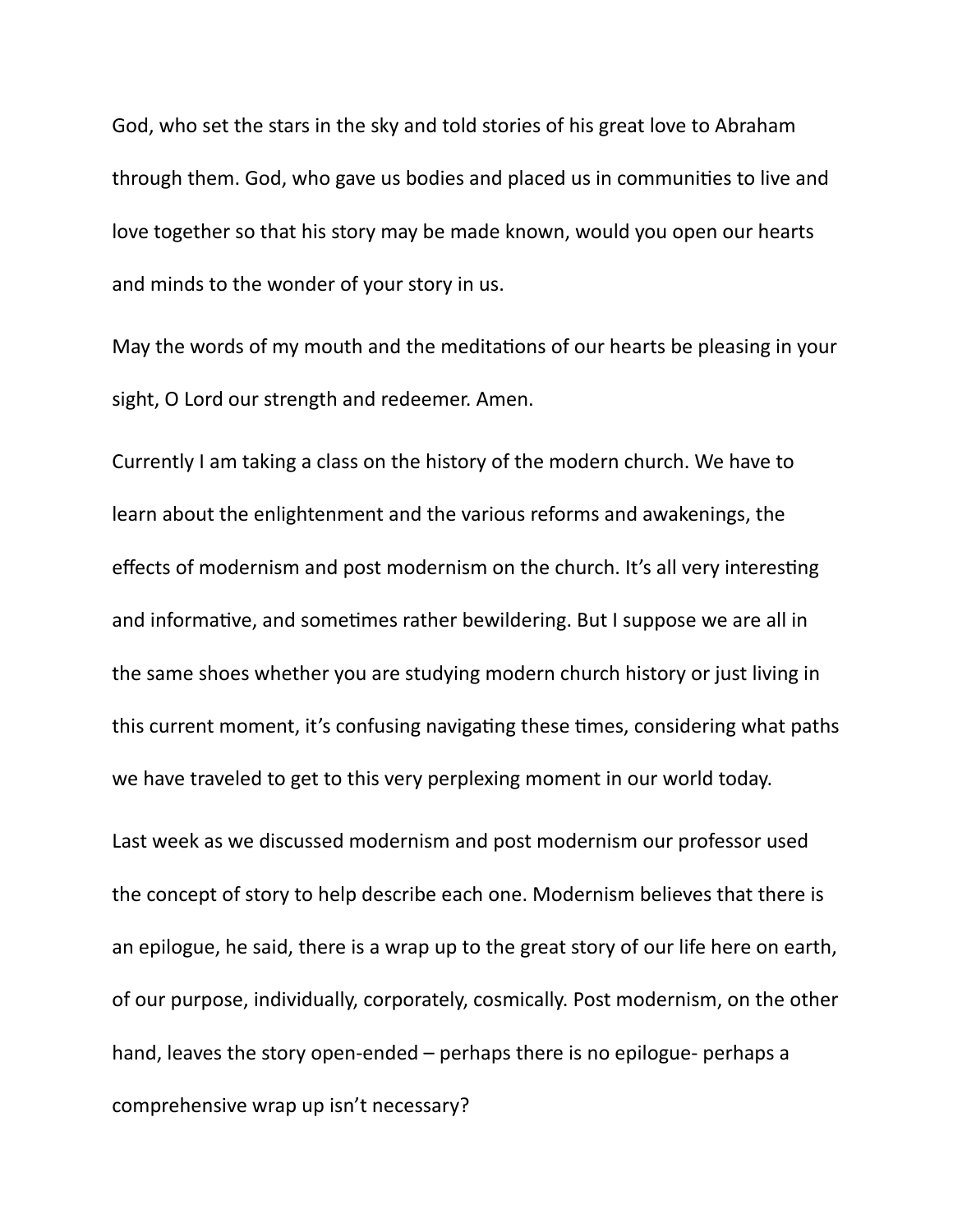God, who set the stars in the sky and told stories of his great love to Abraham through them. God, who gave us bodies and placed us in communities to live and love together so that his story may be made known, would you open our hearts and minds to the wonder of your story in us.

May the words of my mouth and the meditations of our hearts be pleasing in your sight, O Lord our strength and redeemer. Amen.

Currently I am taking a class on the history of the modern church. We have to learn about the enlightenment and the various reforms and awakenings, the effects of modernism and post modernism on the church. It's all very interesting and informative, and sometimes rather bewildering. But I suppose we are all in the same shoes whether you are studying modern church history or just living in this current moment, it's confusing navigating these times, considering what paths we have traveled to get to this very perplexing moment in our world today.

Last week as we discussed modernism and post modernism our professor used the concept of story to help describe each one. Modernism believes that there is an epilogue, he said, there is a wrap up to the great story of our life here on earth, of our purpose, individually, corporately, cosmically. Post modernism, on the other hand, leaves the story open-ended – perhaps there is no epilogue- perhaps a comprehensive wrap up isn't necessary?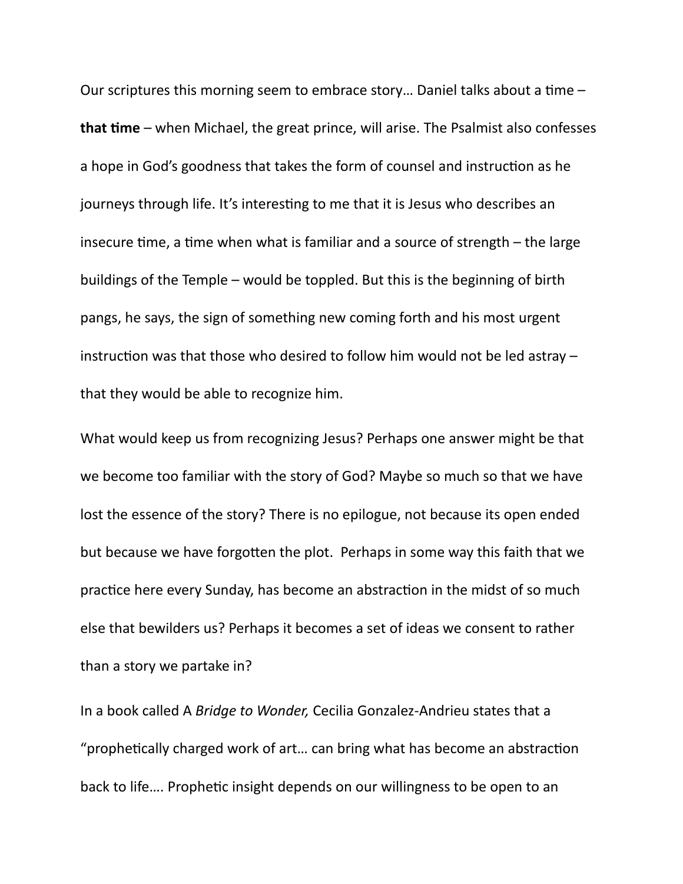Our scriptures this morning seem to embrace story… Daniel talks about a time – **that time** – when Michael, the great prince, will arise. The Psalmist also confesses a hope in God's goodness that takes the form of counsel and instruction as he journeys through life. It's interesting to me that it is Jesus who describes an insecure time, a time when what is familiar and a source of strength – the large buildings of the Temple – would be toppled. But this is the beginning of birth pangs, he says, the sign of something new coming forth and his most urgent instruction was that those who desired to follow him would not be led astray – that they would be able to recognize him.

What would keep us from recognizing Jesus? Perhaps one answer might be that we become too familiar with the story of God? Maybe so much so that we have lost the essence of the story? There is no epilogue, not because its open ended but because we have forgotten the plot. Perhaps in some way this faith that we practice here every Sunday, has become an abstraction in the midst of so much else that bewilders us? Perhaps it becomes a set of ideas we consent to rather than a story we partake in?

In a book called A *Bridge to Wonder,* Cecilia Gonzalez-Andrieu states that a "prophetically charged work of art… can bring what has become an abstraction back to life…. Prophetic insight depends on our willingness to be open to an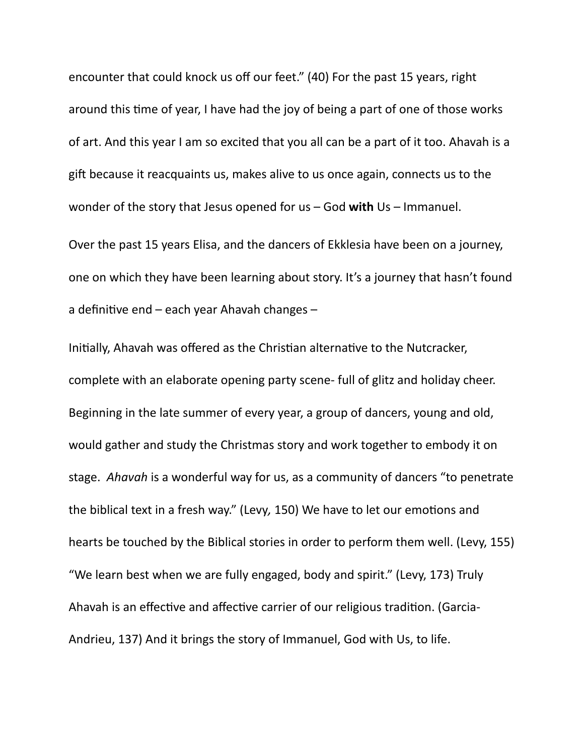encounter that could knock us off our feet." (40) For the past 15 years, right around this time of year, I have had the joy of being a part of one of those works of art. And this year I am so excited that you all can be a part of it too. Ahavah is a gift because it reacquaints us, makes alive to us once again, connects us to the wonder of the story that Jesus opened for us – God **with** Us – Immanuel.

Over the past 15 years Elisa, and the dancers of Ekklesia have been on a journey, one on which they have been learning about story. It's a journey that hasn't found a definitive end – each year Ahavah changes –

Initially, Ahavah was offered as the Christian alternative to the Nutcracker, complete with an elaborate opening party scene- full of glitz and holiday cheer. Beginning in the late summer of every year, a group of dancers, young and old, would gather and study the Christmas story and work together to embody it on stage. *Ahavah* is a wonderful way for us, as a community of dancers "to penetrate the biblical text in a fresh way." (Levy*,* 150) We have to let our emotions and hearts be touched by the Biblical stories in order to perform them well. (Levy, 155) "We learn best when we are fully engaged, body and spirit." (Levy, 173) Truly Ahavah is an effective and affective carrier of our religious tradition. (Garcia-Andrieu, 137) And it brings the story of Immanuel, God with Us, to life.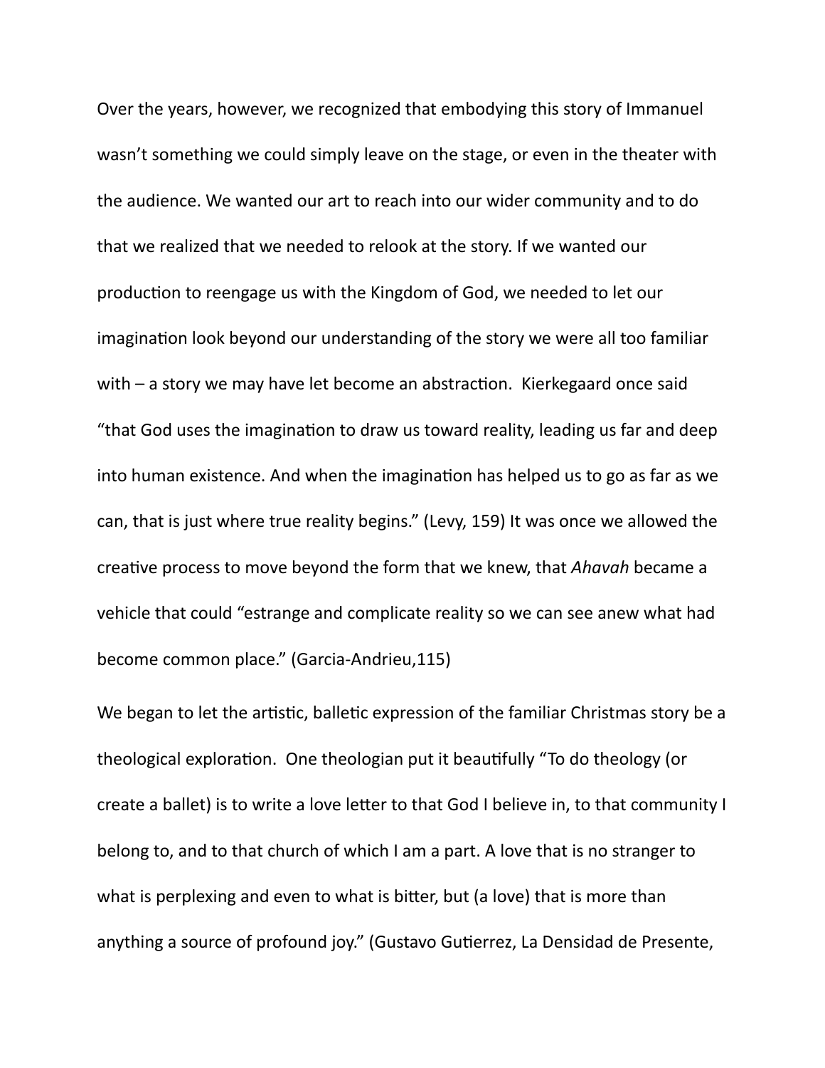Over the years, however, we recognized that embodying this story of Immanuel wasn't something we could simply leave on the stage, or even in the theater with the audience. We wanted our art to reach into our wider community and to do that we realized that we needed to relook at the story. If we wanted our production to reengage us with the Kingdom of God, we needed to let our imagination look beyond our understanding of the story we were all too familiar with – a story we may have let become an abstraction. Kierkegaard once said "that God uses the imagination to draw us toward reality, leading us far and deep into human existence. And when the imagination has helped us to go as far as we can, that is just where true reality begins." (Levy, 159) It was once we allowed the creative process to move beyond the form that we knew, that *Ahavah* became a vehicle that could "estrange and complicate reality so we can see anew what had become common place." (Garcia-Andrieu,115)

We began to let the artistic, balletic expression of the familiar Christmas story be a theological exploration. One theologian put it beautifully "To do theology (or create a ballet) is to write a love letter to that God I believe in, to that community I belong to, and to that church of which I am a part. A love that is no stranger to what is perplexing and even to what is bitter, but (a love) that is more than anything a source of profound joy." (Gustavo Gutierrez, La Densidad de Presente,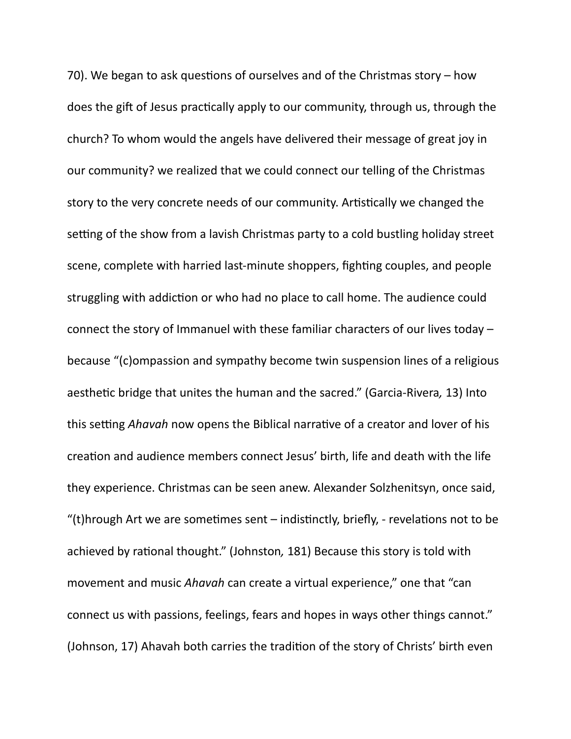70). We began to ask questions of ourselves and of the Christmas story – how does the gift of Jesus practically apply to our community, through us, through the church? To whom would the angels have delivered their message of great joy in our community? we realized that we could connect our telling of the Christmas story to the very concrete needs of our community. Artistically we changed the setting of the show from a lavish Christmas party to a cold bustling holiday street scene, complete with harried last-minute shoppers, fighting couples, and people struggling with addiction or who had no place to call home. The audience could connect the story of Immanuel with these familiar characters of our lives today – because "(c)ompassion and sympathy become twin suspension lines of a religious aesthetic bridge that unites the human and the sacred." (Garcia-Rivera*,* 13) Into this setting *Ahavah* now opens the Biblical narrative of a creator and lover of his creation and audience members connect Jesus' birth, life and death with the life they experience. Christmas can be seen anew. Alexander Solzhenitsyn, once said, "(t)hrough Art we are sometimes sent – indistinctly, briefly, - revelations not to be achieved by rational thought." (Johnston*,* 181) Because this story is told with movement and music *Ahavah* can create a virtual experience," one that "can connect us with passions, feelings, fears and hopes in ways other things cannot." (Johnson, 17) Ahavah both carries the tradition of the story of Christs' birth even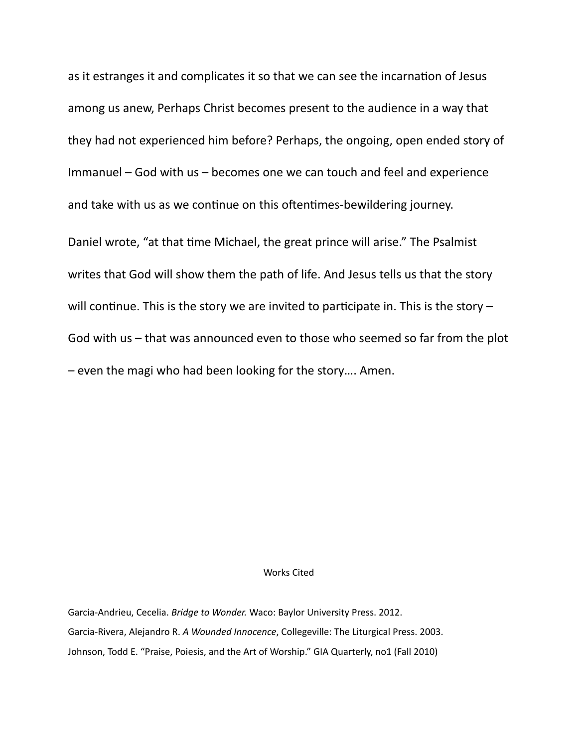as it estranges it and complicates it so that we can see the incarnation of Jesus among us anew, Perhaps Christ becomes present to the audience in a way that they had not experienced him before? Perhaps, the ongoing, open ended story of Immanuel – God with us – becomes one we can touch and feel and experience and take with us as we continue on this oftentimes-bewildering journey.

Daniel wrote, "at that time Michael, the great prince will arise." The Psalmist writes that God will show them the path of life. And Jesus tells us that the story will continue. This is the story we are invited to participate in. This is the story – God with us – that was announced even to those who seemed so far from the plot – even the magi who had been looking for the story…. Amen.

## Works Cited

Garcia-Andrieu, Cecelia. *Bridge to Wonder.* Waco: Baylor University Press. 2012.

Garcia-Rivera, Alejandro R. *A Wounded Innocence*, Collegeville: The Liturgical Press. 2003.

Johnson, Todd E. "Praise, Poiesis, and the Art of Worship." GIA Quarterly, no1 (Fall 2010)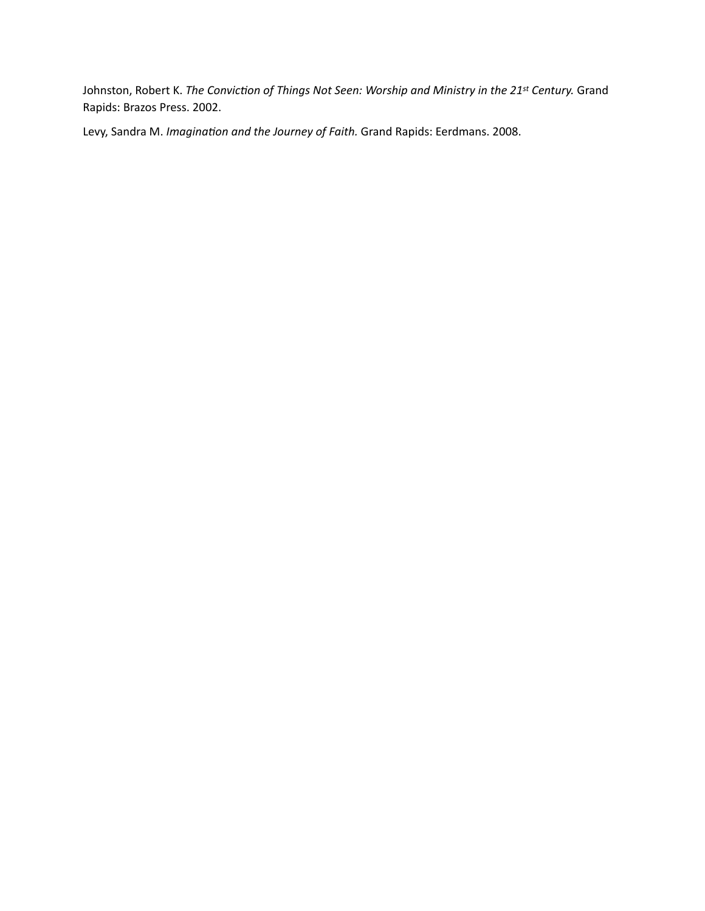Johnston, Robert K. *The Conviction of Things Not Seen: Worship and Ministry in the 21st Century.* Grand Rapids: Brazos Press. 2002.

Levy, Sandra M. *Imagination and the Journey of Faith.* Grand Rapids: Eerdmans. 2008.